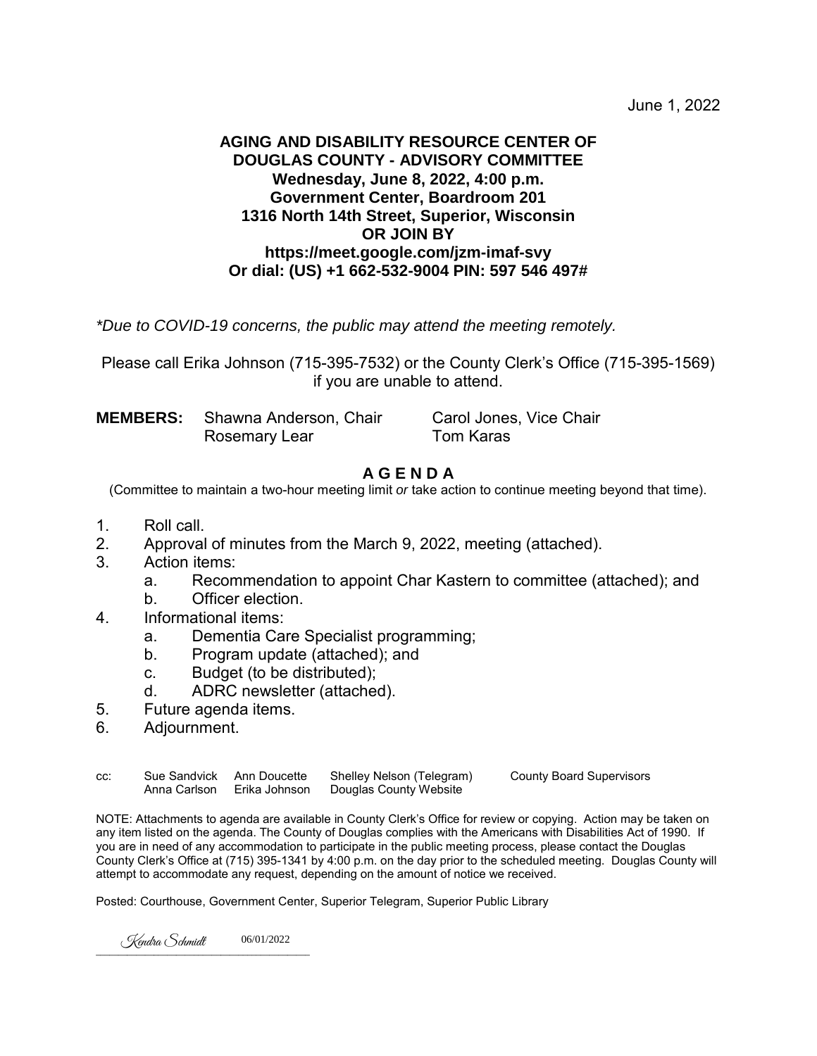June 1, 2022

**AGING AND DISABILITY RESOURCE CENTER OF DOUGLAS COUNTY - ADVISORY COMMITTEE**
**Wednesday, June 8, 2022, 4:00 p.m.**
**Government Center, Boardroom 201**
**1316 North 14th Street, Superior, Wisconsin**
**OR JOIN BY**
**https://meet.google.com/jzm-imaf-svy**
**Or dial: (US) +1 662-532-9004 PIN: 597 546 497#**

*\*Due to COVID-19 concerns, the public may attend the meeting remotely.*

Please call Erika Johnson (715-395-7532) or the County Clerk's Office (715-395-1569) if you are unable to attend.

**MEMBERS:** Shawna Anderson, Chair; Carol Jones, Vice Chair; Rosemary Lear; Tom Karas

## A G E N D A

(Committee to maintain a two-hour meeting limit *or* take action to continue meeting beyond that time).

1. Roll call.
2. Approval of minutes from the March 9, 2022, meeting (attached).
3. Action items:
   a. Recommendation to appoint Char Kastern to committee (attached); and
   b. Officer election.
4. Informational items:
   a. Dementia Care Specialist programming;
   b. Program update (attached); and
   c. Budget (to be distributed);
   d. ADRC newsletter (attached).
5. Future agenda items.
6. Adjournment.

cc: Sue Sandvick, Anna Carlson, Ann Doucette, Erika Johnson, Shelley Nelson (Telegram), Douglas County Website, County Board Supervisors

NOTE: Attachments to agenda are available in County Clerk's Office for review or copying. Action may be taken on any item listed on the agenda. The County of Douglas complies with the Americans with Disabilities Act of 1990. If you are in need of any accommodation to participate in the public meeting process, please contact the Douglas County Clerk's Office at (715) 395-1341 by 4:00 p.m. on the day prior to the scheduled meeting. Douglas County will attempt to accommodate any request, depending on the amount of notice we received.

Posted: Courthouse, Government Center, Superior Telegram, Superior Public Library

Kendra Schmidt 06/01/2022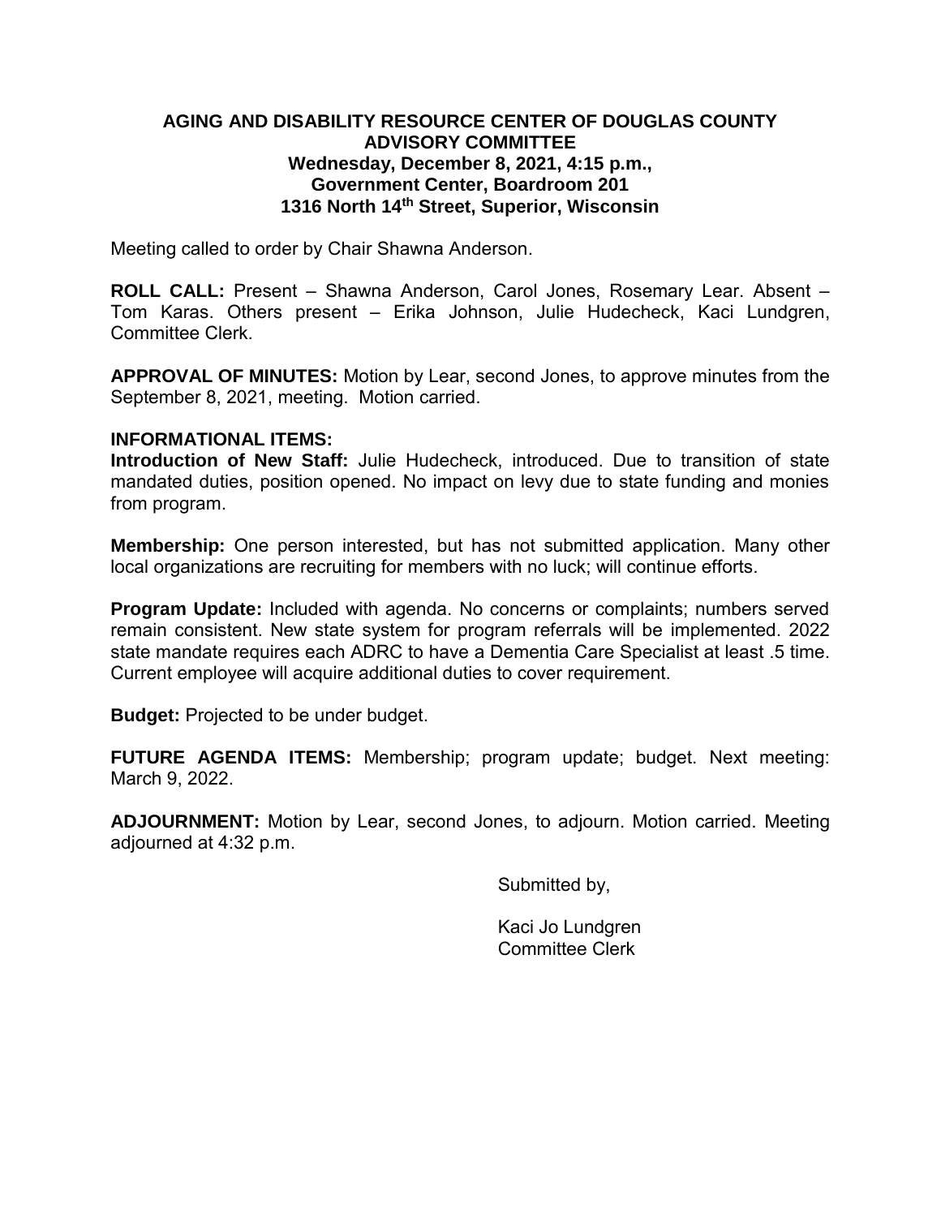**AGING AND DISABILITY RESOURCE CENTER OF DOUGLAS COUNTY ADVISORY COMMITTEE**
**Wednesday, December 8, 2021, 4:15 p.m.,**
**Government Center, Boardroom 201**
**1316 North 14th Street, Superior, Wisconsin**

Meeting called to order by Chair Shawna Anderson.

**ROLL CALL:** Present – Shawna Anderson, Carol Jones, Rosemary Lear. Absent – Tom Karas. Others present – Erika Johnson, Julie Hudecheck, Kaci Lundgren, Committee Clerk.

**APPROVAL OF MINUTES:** Motion by Lear, second Jones, to approve minutes from the September 8, 2021, meeting. Motion carried.

**INFORMATIONAL ITEMS:**

**Introduction of New Staff:** Julie Hudecheck, introduced. Due to transition of state mandated duties, position opened. No impact on levy due to state funding and monies from program.

**Membership:** One person interested, but has not submitted application. Many other local organizations are recruiting for members with no luck; will continue efforts.

**Program Update:** Included with agenda. No concerns or complaints; numbers served remain consistent. New state system for program referrals will be implemented. 2022 state mandate requires each ADRC to have a Dementia Care Specialist at least .5 time. Current employee will acquire additional duties to cover requirement.

**Budget:** Projected to be under budget.

**FUTURE AGENDA ITEMS:** Membership; program update; budget. Next meeting: March 9, 2022.

**ADJOURNMENT:** Motion by Lear, second Jones, to adjourn. Motion carried. Meeting adjourned at 4:32 p.m.

Submitted by,

Kaci Jo Lundgren
Committee Clerk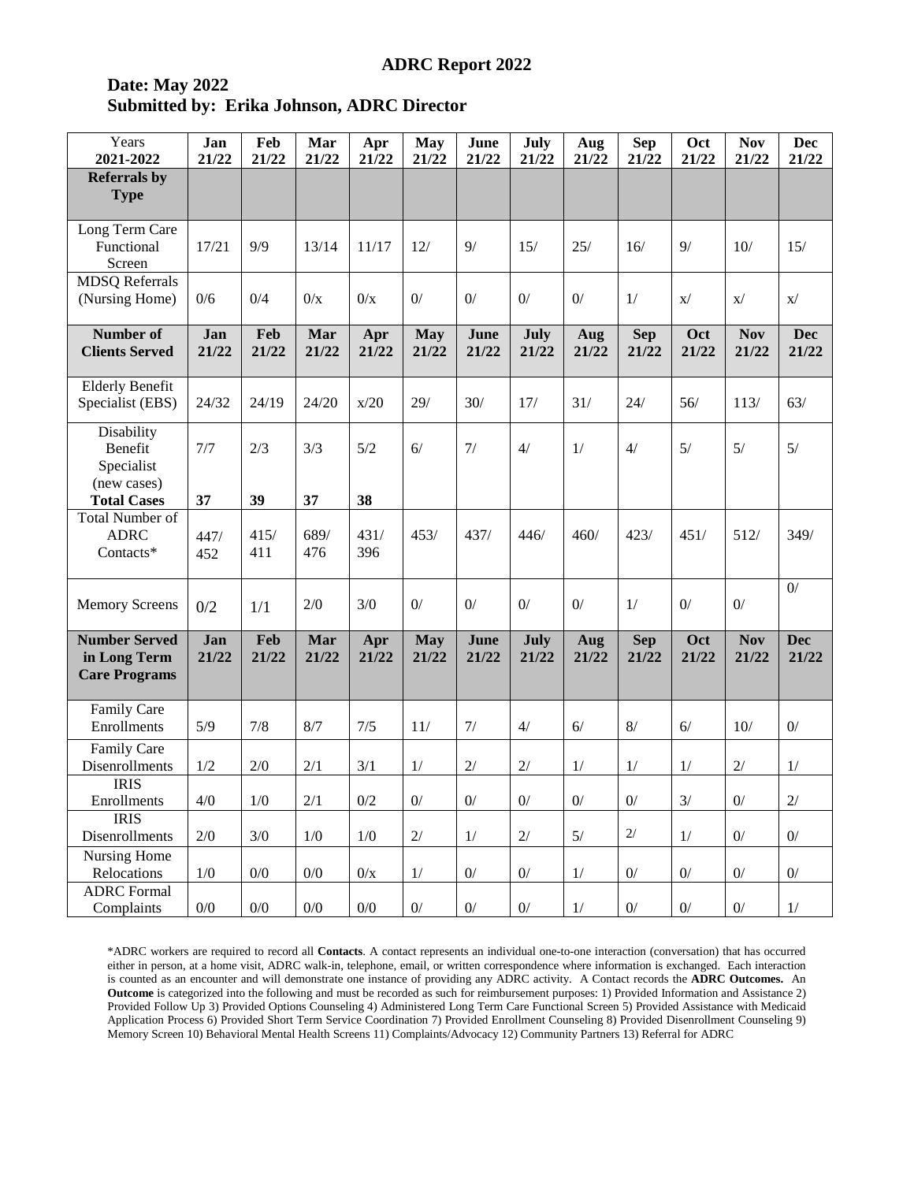**ADRC Report 2022**

**Date: May 2022**
**Submitted by: Erika Johnson, ADRC Director**

| Years 2021-2022 | Jan 21/22 | Feb 21/22 | Mar 21/22 | Apr 21/22 | May 21/22 | June 21/22 | July 21/22 | Aug 21/22 | Sep 21/22 | Oct 21/22 | Nov 21/22 | Dec 21/22 |
|---|---|---|---|---|---|---|---|---|---|---|---|---|
| **Referrals by Type** | | | | | | | | | | | | |
| Long Term Care Functional Screen | 17/21 | 9/9 | 13/14 | 11/17 | 12/ | 9/ | 15/ | 25/ | 16/ | 9/ | 10/ | 15/ |
| MDSQ Referrals (Nursing Home) | 0/6 | 0/4 | 0/x | 0/x | 0/ | 0/ | 0/ | 0/ | 1/ | x/ | x/ | x/ |
| **Number of Clients Served** | **Jan 21/22** | **Feb 21/22** | **Mar 21/22** | **Apr 21/22** | **May 21/22** | **June 21/22** | **July 21/22** | **Aug 21/22** | **Sep 21/22** | **Oct 21/22** | **Nov 21/22** | **Dec 21/22** |
| Elderly Benefit Specialist (EBS) | 24/32 | 24/19 | 24/20 | x/20 | 29/ | 30/ | 17/ | 31/ | 24/ | 56/ | 113/ | 63/ |
| Disability Benefit Specialist (new cases) **Total Cases** | 7/7 **37** | 2/3 **39** | 3/3 **37** | 5/2 **38** | 6/ | 7/ | 4/ | 1/ | 4/ | 5/ | 5/ | 5/ |
| Total Number of ADRC Contacts* | 447/ 452 | 415/ 411 | 689/ 476 | 431/ 396 | 453/ | 437/ | 446/ | 460/ | 423/ | 451/ | 512/ | 349/ |
| Memory Screens | 0/2 | 1/1 | 2/0 | 3/0 | 0/ | 0/ | 0/ | 0/ | 1/ | 0/ | 0/ | 0/ |
| **Number Served in Long Term Care Programs** | **Jan 21/22** | **Feb 21/22** | **Mar 21/22** | **Apr 21/22** | **May 21/22** | **June 21/22** | **July 21/22** | **Aug 21/22** | **Sep 21/22** | **Oct 21/22** | **Nov 21/22** | **Dec 21/22** |
| Family Care Enrollments | 5/9 | 7/8 | 8/7 | 7/5 | 11/ | 7/ | 4/ | 6/ | 8/ | 6/ | 10/ | 0/ |
| Family Care Disenrollments | 1/2 | 2/0 | 2/1 | 3/1 | 1/ | 2/ | 2/ | 1/ | 1/ | 1/ | 2/ | 1/ |
| IRIS Enrollments | 4/0 | 1/0 | 2/1 | 0/2 | 0/ | 0/ | 0/ | 0/ | 0/ | 3/ | 0/ | 2/ |
| IRIS Disenrollments | 2/0 | 3/0 | 1/0 | 1/0 | 2/ | 1/ | 2/ | 5/ | 2/ | 1/ | 0/ | 0/ |
| Nursing Home Relocations | 1/0 | 0/0 | 0/0 | 0/x | 1/ | 0/ | 0/ | 1/ | 0/ | 0/ | 0/ | 0/ |
| ADRC Formal Complaints | 0/0 | 0/0 | 0/0 | 0/0 | 0/ | 0/ | 0/ | 1/ | 0/ | 0/ | 0/ | 1/ |

*ADRC workers are required to record all **Contacts**. A contact represents an individual one-to-one interaction (conversation) that has occurred either in person, at a home visit, ADRC walk-in, telephone, email, or written correspondence where information is exchanged. Each interaction is counted as an encounter and will demonstrate one instance of providing any ADRC activity. A Contact records the **ADRC Outcomes.** An **Outcome** is categorized into the following and must be recorded as such for reimbursement purposes: 1) Provided Information and Assistance 2) Provided Follow Up 3) Provided Options Counseling 4) Administered Long Term Care Functional Screen 5) Provided Assistance with Medicaid Application Process 6) Provided Short Term Service Coordination 7) Provided Enrollment Counseling 8) Provided Disenrollment Counseling 9) Memory Screen 10) Behavioral Mental Health Screens 11) Complaints/Advocacy 12) Community Partners 13) Referral for ADRC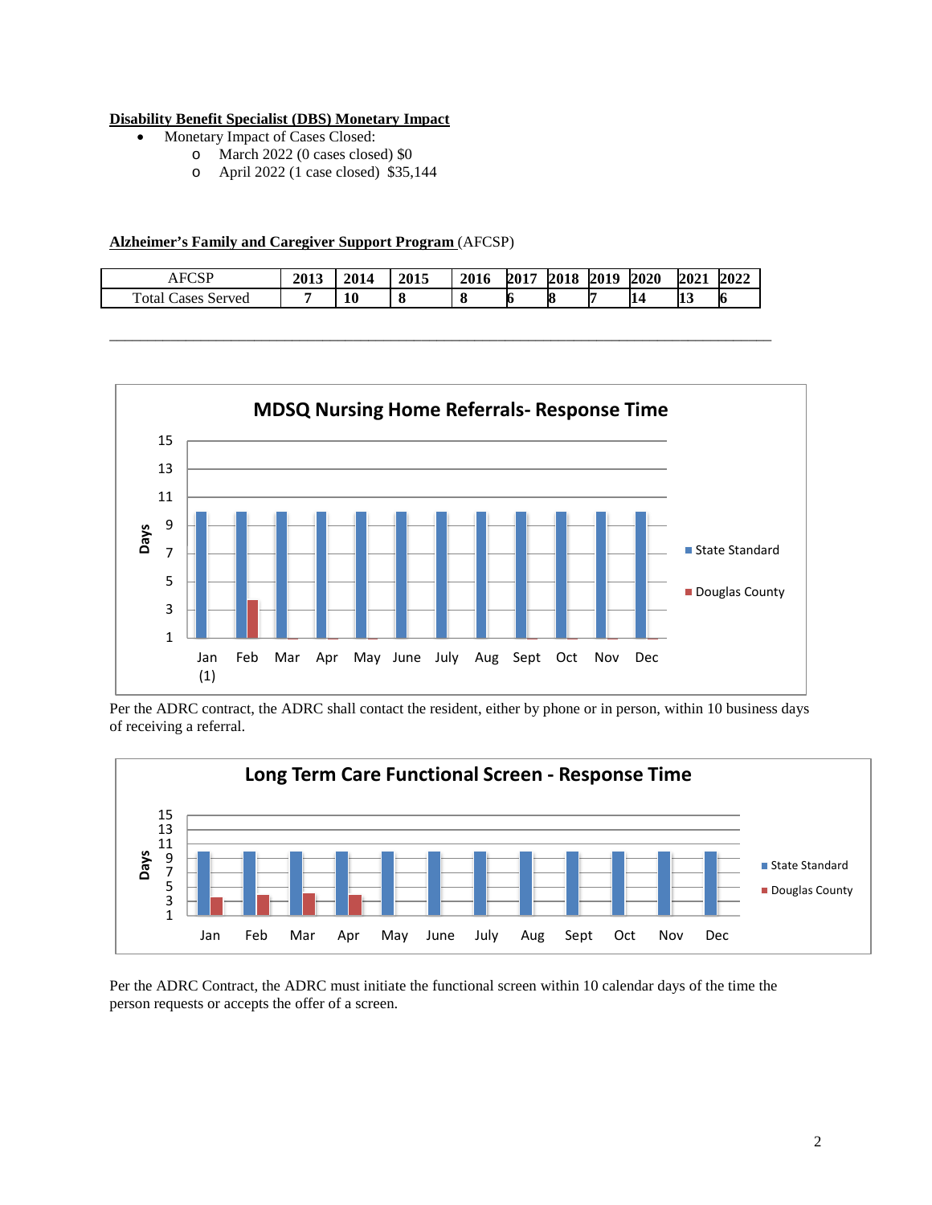**Disability Benefit Specialist (DBS) Monetary Impact**

- Monetary Impact of Cases Closed:
  - March 2022 (0 cases closed) $0
  - April 2022 (1 case closed) $35,144

**Alzheimer's Family and Caregiver Support Program** (AFCSP)

| AFCSP | 2013 | 2014 | 2015 | 2016 | 2017 | 2018 | 2019 | 2020 | 2021 | 2022 |
|---|---|---|---|---|---|---|---|---|---|---|
| Total Cases Served | 7 | 10 | 8 | 8 | 6 | 8 | 7 | 14 | 13 | 6 |

---

**MDSQ Nursing Home Referrals- Response Time**

Days: 1, 3, 5, 7, 9, 11, 13, 15

Jan (1), Feb, Mar, Apr, May, June, July, Aug, Sept, Oct, Nov, Dec

State Standard / Douglas County

Per the ADRC contract, the ADRC shall contact the resident, either by phone or in person, within 10 business days of receiving a referral.

**Long Term Care Functional Screen - Response Time**

Days: 1, 3, 5, 7, 9, 11, 13, 15

Jan, Feb, Mar, Apr, May, June, July, Aug, Sept, Oct, Nov, Dec

State Standard / Douglas County

Per the ADRC Contract, the ADRC must initiate the functional screen within 10 calendar days of the time the person requests or accepts the offer of a screen.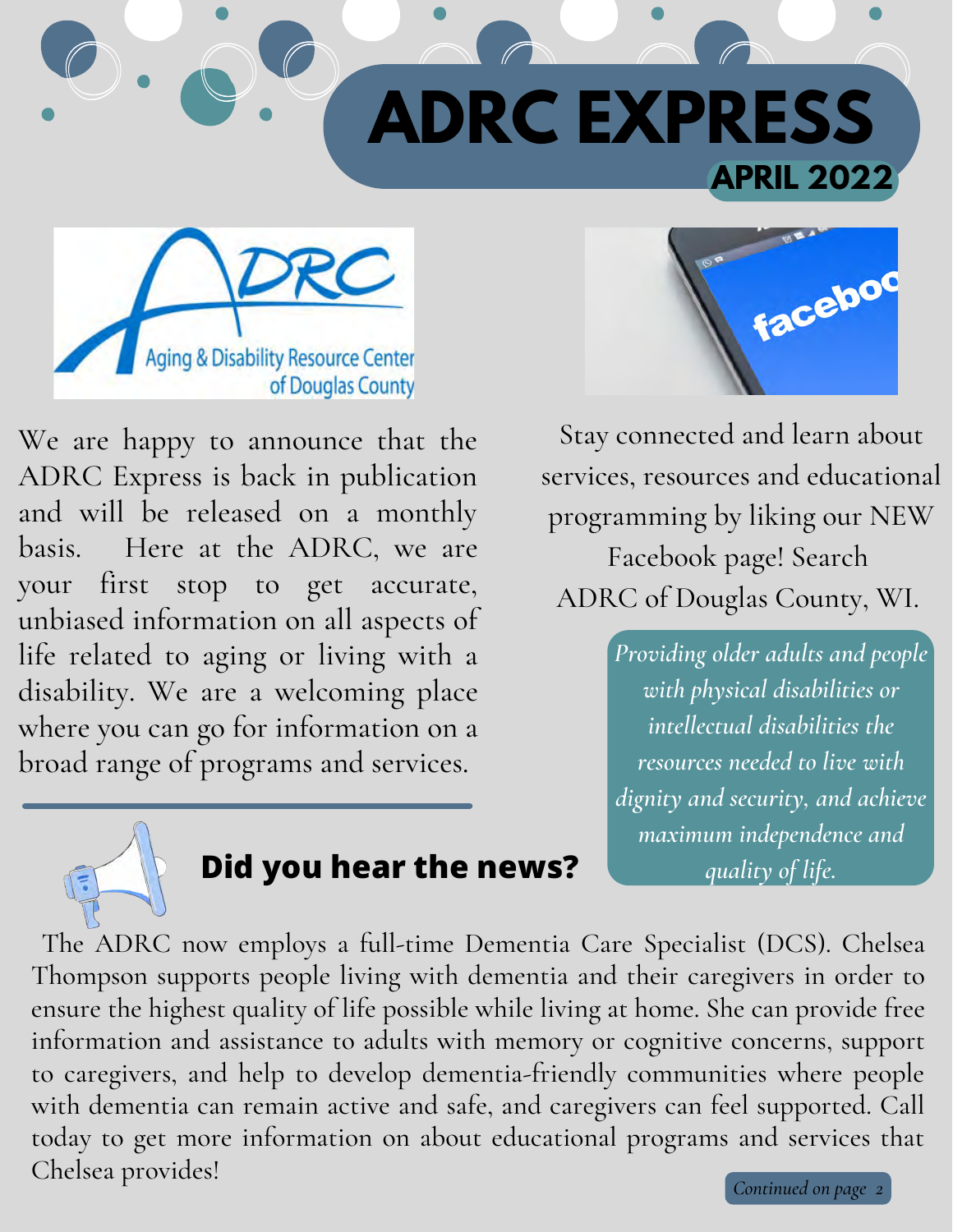# ADRC EXPRESS

## APRIL 2022

We are happy to announce that the ADRC Express is back in publication and will be released on a monthly basis. Here at the ADRC, we are your first stop to get accurate, unbiased information on all aspects of life related to aging or living with a disability. We are a welcoming place where you can go for information on a broad range of programs and services.

Stay connected and learn about services, resources and educational programming by liking our NEW Facebook page! Search ADRC of Douglas County, WI.

*Providing older adults and people with physical disabilities or intellectual disabilities the resources needed to live with dignity and security, and achieve maximum independence and quality of life.*

## Did you hear the news?

The ADRC now employs a full-time Dementia Care Specialist (DCS). Chelsea Thompson supports people living with dementia and their caregivers in order to ensure the highest quality of life possible while living at home. She can provide free information and assistance to adults with memory or cognitive concerns, support to caregivers, and help to develop dementia-friendly communities where people with dementia can remain active and safe, and caregivers can feel supported. Call today to get more information on about educational programs and services that Chelsea provides!

*Continued on page 2*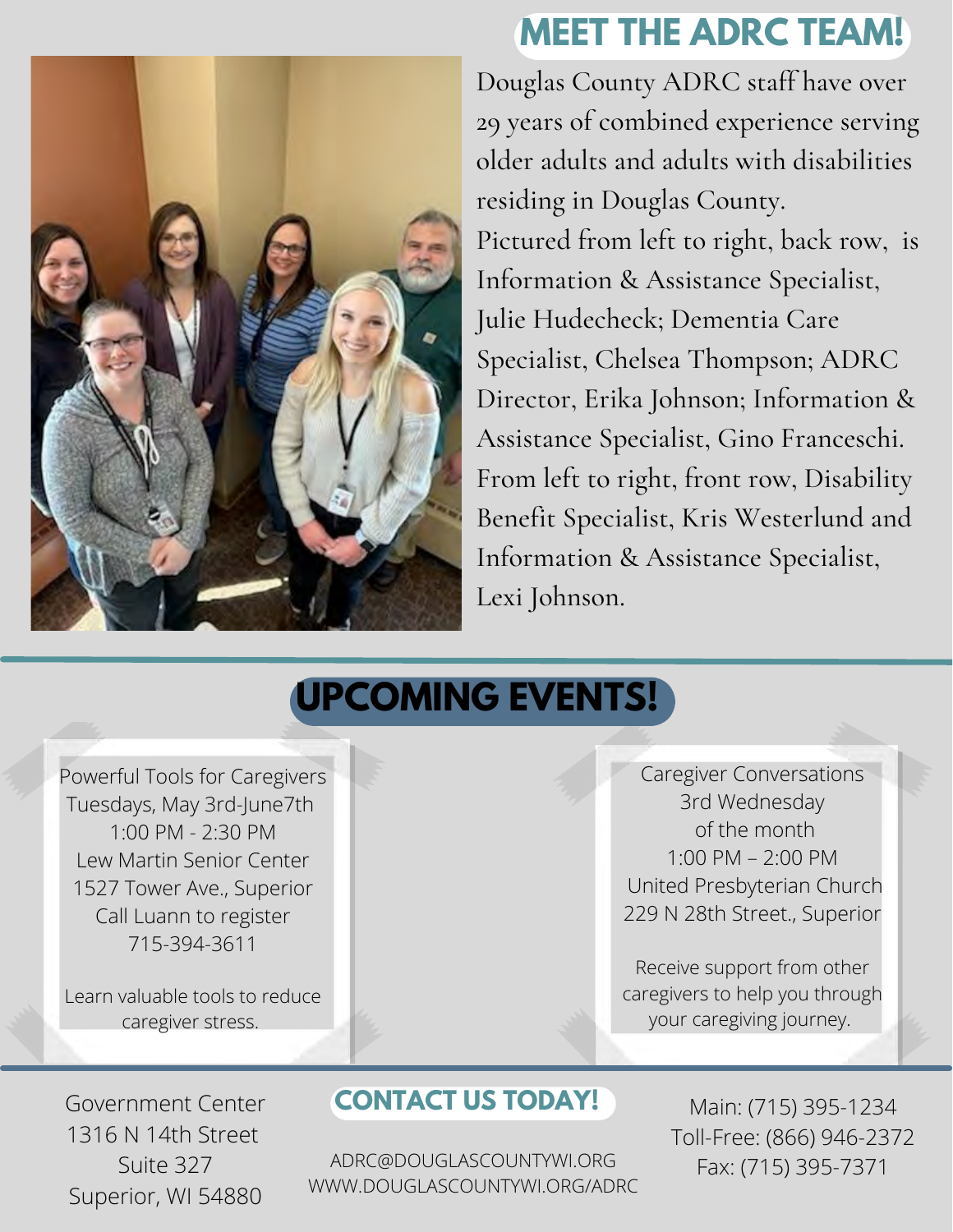## MEET THE ADRC TEAM!

Douglas County ADRC staff have over 29 years of combined experience serving older adults and adults with disabilities residing in Douglas County. Pictured from left to right, back row, is Information & Assistance Specialist, Julie Hudecheck; Dementia Care Specialist, Chelsea Thompson; ADRC Director, Erika Johnson; Information & Assistance Specialist, Gino Franceschi. From left to right, front row, Disability Benefit Specialist, Kris Westerlund and Information & Assistance Specialist, Lexi Johnson.

## UPCOMING EVENTS!

Powerful Tools for Caregivers
Tuesdays, May 3rd-June7th
1:00 PM - 2:30 PM
Lew Martin Senior Center
1527 Tower Ave., Superior
Call Luann to register
715-394-3611

Learn valuable tools to reduce caregiver stress.

Caregiver Conversations
3rd Wednesday
of the month
1:00 PM – 2:00 PM
United Presbyterian Church
229 N 28th Street., Superior

Receive support from other caregivers to help you through your caregiving journey.

## CONTACT US TODAY!

Government Center
1316 N 14th Street
Suite 327
Superior, WI 54880

ADRC@DOUGLASCOUNTYWI.ORG
WWW.DOUGLASCOUNTYWI.ORG/ADRC

Main: (715) 395-1234
Toll-Free: (866) 946-2372
Fax: (715) 395-7371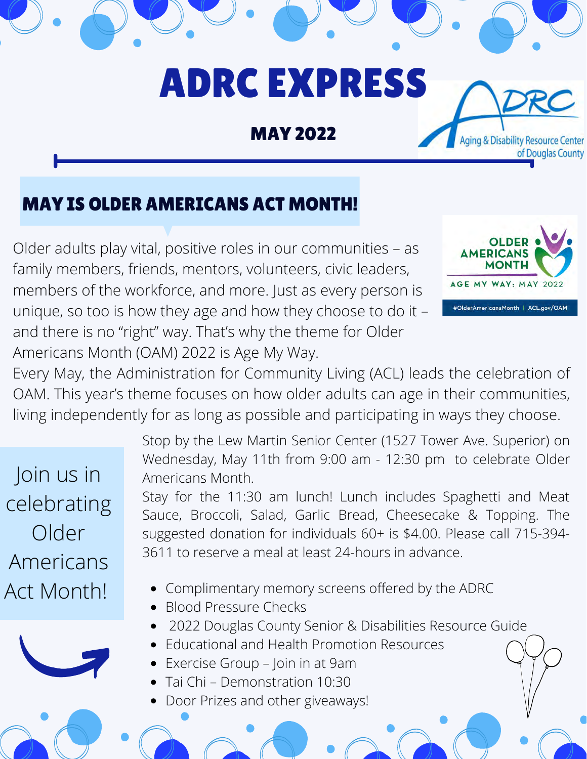# ADRC EXPRESS

## MAY 2022

Aging & Disability Resource Center of Douglas County

## MAY IS OLDER AMERICANS ACT MONTH!

OLDER AMERICANS MONTH

AGE MY WAY: MAY 2022

#OlderAmericansMonth | ACL.gov/OAM

Older adults play vital, positive roles in our communities – as family members, friends, mentors, volunteers, civic leaders, members of the workforce, and more. Just as every person is unique, so too is how they age and how they choose to do it – and there is no "right" way. That's why the theme for Older Americans Month (OAM) 2022 is Age My Way.

Every May, the Administration for Community Living (ACL) leads the celebration of OAM. This year's theme focuses on how older adults can age in their communities, living independently for as long as possible and participating in ways they choose.

Join us in celebrating Older Americans Act Month!

Stop by the Lew Martin Senior Center (1527 Tower Ave. Superior) on Wednesday, May 11th from 9:00 am - 12:30 pm to celebrate Older Americans Month.

Stay for the 11:30 am lunch! Lunch includes Spaghetti and Meat Sauce, Broccoli, Salad, Garlic Bread, Cheesecake & Topping. The suggested donation for individuals 60+ is $4.00. Please call 715-394-3611 to reserve a meal at least 24-hours in advance.

- Complimentary memory screens offered by the ADRC
- Blood Pressure Checks
- 2022 Douglas County Senior & Disabilities Resource Guide
- Educational and Health Promotion Resources
- Exercise Group – Join in at 9am
- Tai Chi – Demonstration 10:30
- Door Prizes and other giveaways!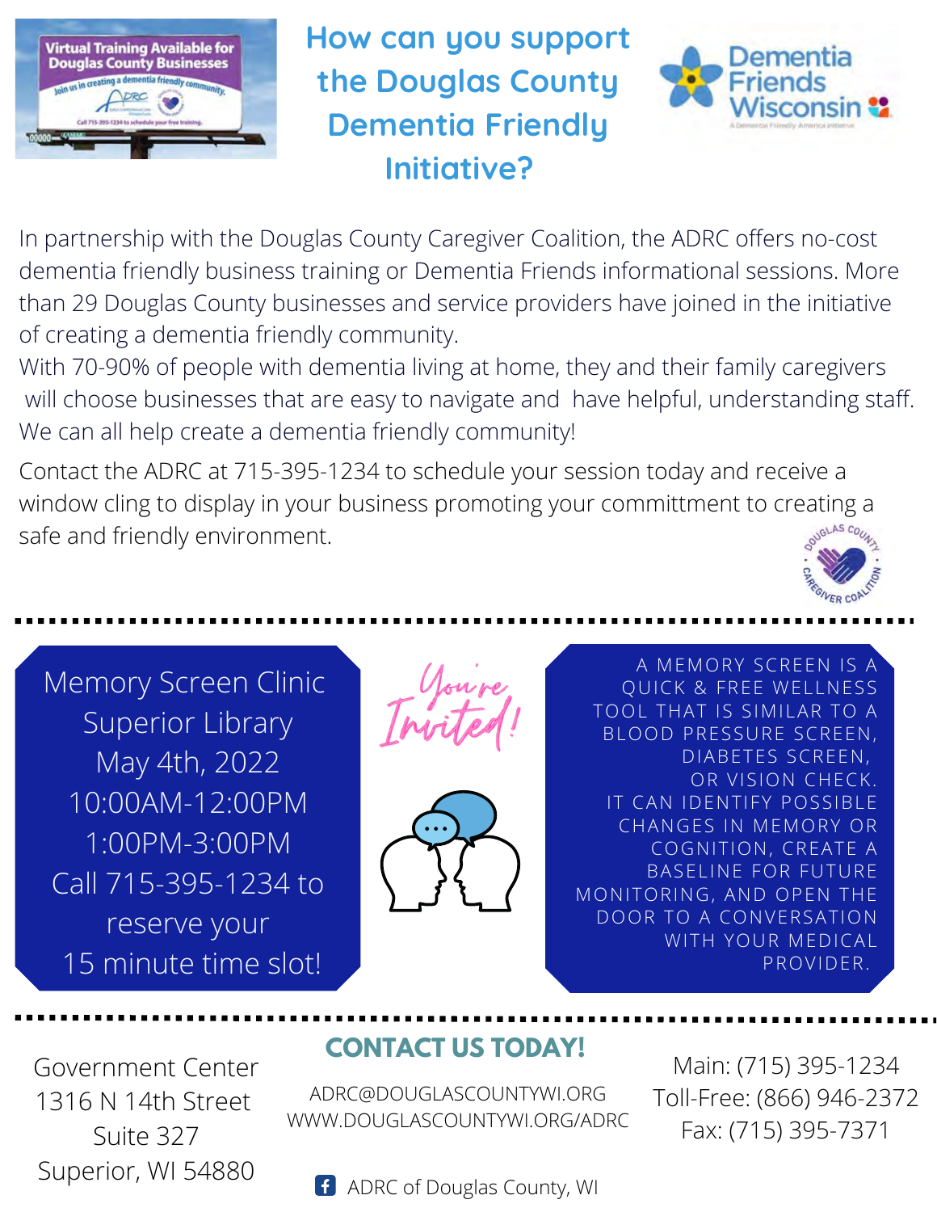# How can you support the Douglas County Dementia Friendly Initiative?

In partnership with the Douglas County Caregiver Coalition, the ADRC offers no-cost dementia friendly business training or Dementia Friends informational sessions. More than 29 Douglas County businesses and service providers have joined in the initiative of creating a dementia friendly community.

With 70-90% of people with dementia living at home, they and their family caregivers will choose businesses that are easy to navigate and have helpful, understanding staff. We can all help create a dementia friendly community!

Contact the ADRC at 715-395-1234 to schedule your session today and receive a window cling to display in your business promoting your committment to creating a safe and friendly environment.

---

**Memory Screen Clinic**
Superior Library
May 4th, 2022
10:00AM-12:00PM
1:00PM-3:00PM
Call 715-395-1234 to reserve your 15 minute time slot!

*You're Invited!*

A MEMORY SCREEN IS A QUICK & FREE WELLNESS TOOL THAT IS SIMILAR TO A BLOOD PRESSURE SCREEN, DIABETES SCREEN, OR VISION CHECK. IT CAN IDENTIFY POSSIBLE CHANGES IN MEMORY OR COGNITION, CREATE A BASELINE FOR FUTURE MONITORING, AND OPEN THE DOOR TO A CONVERSATION WITH YOUR MEDICAL PROVIDER.

---

## CONTACT US TODAY!

Government Center
1316 N 14th Street
Suite 327
Superior, WI 54880

ADRC@DOUGLASCOUNTYWI.ORG
WWW.DOUGLASCOUNTYWI.ORG/ADRC

ADRC of Douglas County, WI

Main: (715) 395-1234
Toll-Free: (866) 946-2372
Fax: (715) 395-7371